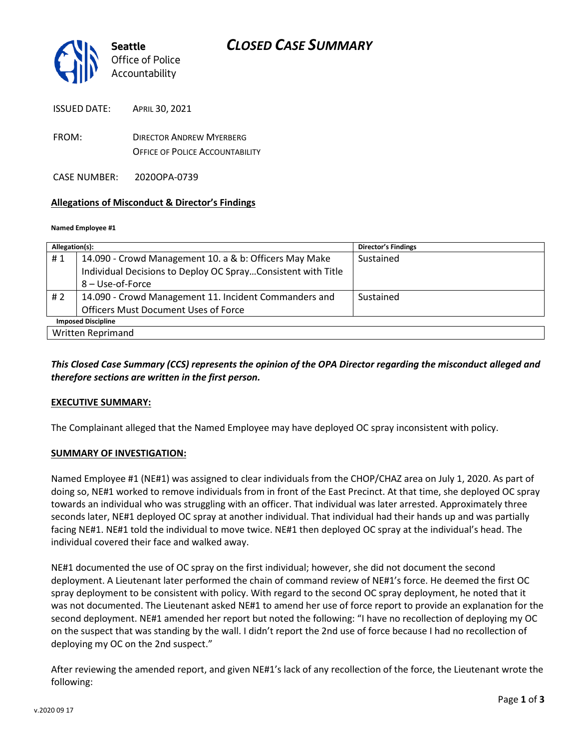Seattle
Office of Police
Accountability

# CLOSED CASE SUMMARY

ISSUED DATE: APRIL 30, 2021

FROM: DIRECTOR ANDREW MYERBERG
OFFICE OF POLICE ACCOUNTABILITY

CASE NUMBER: 2020OPA-0739

**Allegations of Misconduct & Director's Findings**

**Named Employee #1**

| Allegation(s): | | Director's Findings |
|---|---|---|
| # 1 | 14.090 - Crowd Management 10. a & b: Officers May Make Individual Decisions to Deploy OC Spray…Consistent with Title 8 – Use-of-Force | Sustained |
| # 2 | 14.090 - Crowd Management 11. Incident Commanders and Officers Must Document Uses of Force | Sustained |
| **Imposed Discipline** | | |
| Written Reprimand | | |

***This Closed Case Summary (CCS) represents the opinion of the OPA Director regarding the misconduct alleged and therefore sections are written in the first person.***

**EXECUTIVE SUMMARY:**

The Complainant alleged that the Named Employee may have deployed OC spray inconsistent with policy.

**SUMMARY OF INVESTIGATION:**

Named Employee #1 (NE#1) was assigned to clear individuals from the CHOP/CHAZ area on July 1, 2020. As part of doing so, NE#1 worked to remove individuals from in front of the East Precinct. At that time, she deployed OC spray towards an individual who was struggling with an officer. That individual was later arrested. Approximately three seconds later, NE#1 deployed OC spray at another individual. That individual had their hands up and was partially facing NE#1. NE#1 told the individual to move twice. NE#1 then deployed OC spray at the individual's head. The individual covered their face and walked away.

NE#1 documented the use of OC spray on the first individual; however, she did not document the second deployment. A Lieutenant later performed the chain of command review of NE#1's force. He deemed the first OC spray deployment to be consistent with policy. With regard to the second OC spray deployment, he noted that it was not documented. The Lieutenant asked NE#1 to amend her use of force report to provide an explanation for the second deployment. NE#1 amended her report but noted the following: "I have no recollection of deploying my OC on the suspect that was standing by the wall. I didn't report the 2nd use of force because I had no recollection of deploying my OC on the 2nd suspect."

After reviewing the amended report, and given NE#1's lack of any recollection of the force, the Lieutenant wrote the following: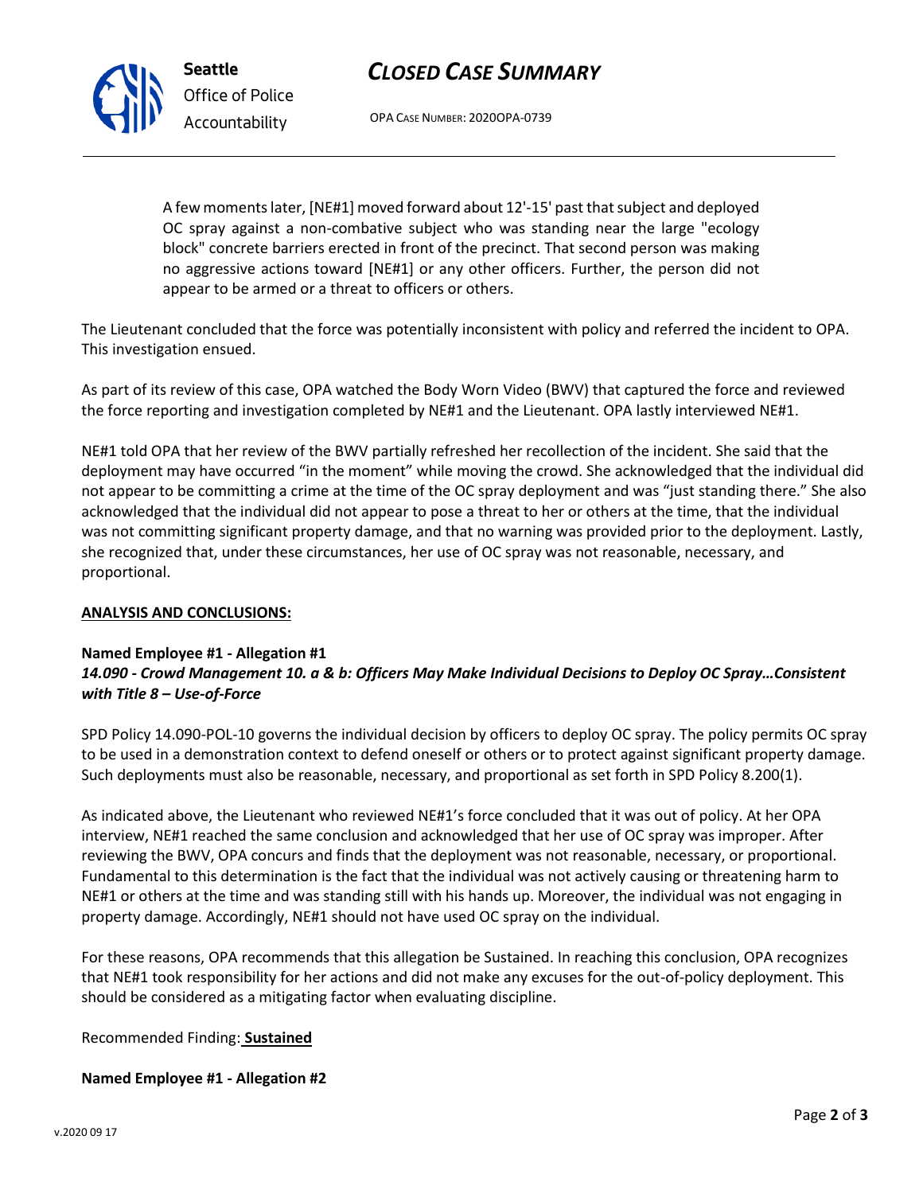> A few moments later, [NE#1] moved forward about 12'-15' past that subject and deployed OC spray against a non-combative subject who was standing near the large "ecology block" concrete barriers erected in front of the precinct. That second person was making no aggressive actions toward [NE#1] or any other officers. Further, the person did not appear to be armed or a threat to officers or others.

The Lieutenant concluded that the force was potentially inconsistent with policy and referred the incident to OPA. This investigation ensued.

As part of its review of this case, OPA watched the Body Worn Video (BWV) that captured the force and reviewed the force reporting and investigation completed by NE#1 and the Lieutenant. OPA lastly interviewed NE#1.

NE#1 told OPA that her review of the BWV partially refreshed her recollection of the incident. She said that the deployment may have occurred "in the moment" while moving the crowd. She acknowledged that the individual did not appear to be committing a crime at the time of the OC spray deployment and was "just standing there." She also acknowledged that the individual did not appear to pose a threat to her or others at the time, that the individual was not committing significant property damage, and that no warning was provided prior to the deployment. Lastly, she recognized that, under these circumstances, her use of OC spray was not reasonable, necessary, and proportional.

**ANALYSIS AND CONCLUSIONS:**

**Named Employee #1 - Allegation #1**
***14.090 - Crowd Management 10. a & b: Officers May Make Individual Decisions to Deploy OC Spray…Consistent with Title 8 – Use-of-Force***

SPD Policy 14.090-POL-10 governs the individual decision by officers to deploy OC spray. The policy permits OC spray to be used in a demonstration context to defend oneself or others or to protect against significant property damage. Such deployments must also be reasonable, necessary, and proportional as set forth in SPD Policy 8.200(1).

As indicated above, the Lieutenant who reviewed NE#1's force concluded that it was out of policy. At her OPA interview, NE#1 reached the same conclusion and acknowledged that her use of OC spray was improper. After reviewing the BWV, OPA concurs and finds that the deployment was not reasonable, necessary, or proportional. Fundamental to this determination is the fact that the individual was not actively causing or threatening harm to NE#1 or others at the time and was standing still with his hands up. Moreover, the individual was not engaging in property damage. Accordingly, NE#1 should not have used OC spray on the individual.

For these reasons, OPA recommends that this allegation be Sustained. In reaching this conclusion, OPA recognizes that NE#1 took responsibility for her actions and did not make any excuses for the out-of-policy deployment. This should be considered as a mitigating factor when evaluating discipline.

Recommended Finding: **Sustained**

**Named Employee #1 - Allegation #2**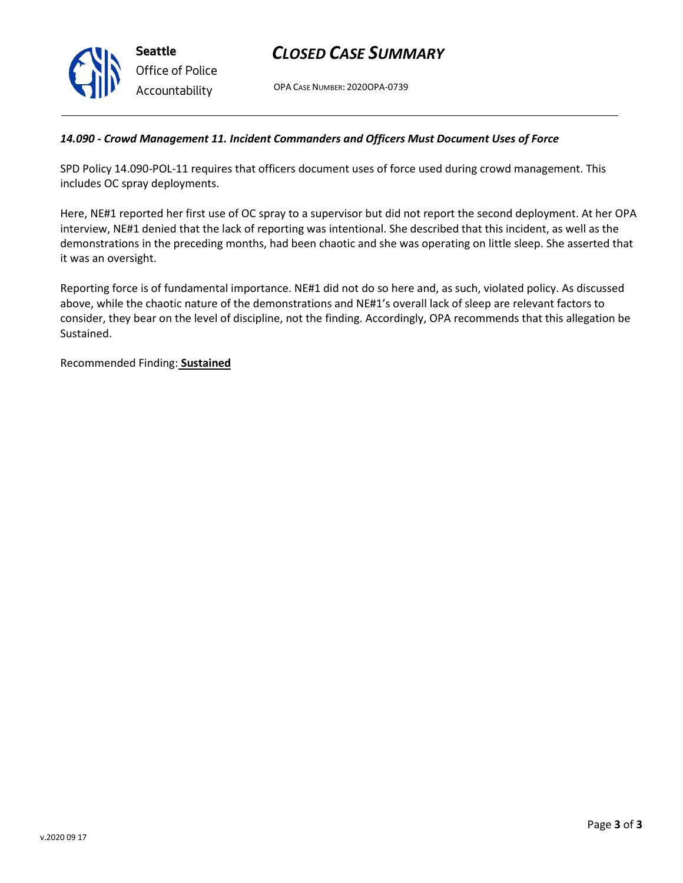### *14.090 - Crowd Management 11. Incident Commanders and Officers Must Document Uses of Force*

SPD Policy 14.090-POL-11 requires that officers document uses of force used during crowd management. This includes OC spray deployments.

Here, NE#1 reported her first use of OC spray to a supervisor but did not report the second deployment. At her OPA interview, NE#1 denied that the lack of reporting was intentional. She described that this incident, as well as the demonstrations in the preceding months, had been chaotic and she was operating on little sleep. She asserted that it was an oversight.

Reporting force is of fundamental importance. NE#1 did not do so here and, as such, violated policy. As discussed above, while the chaotic nature of the demonstrations and NE#1's overall lack of sleep are relevant factors to consider, they bear on the level of discipline, not the finding. Accordingly, OPA recommends that this allegation be Sustained.

Recommended Finding: **Sustained**